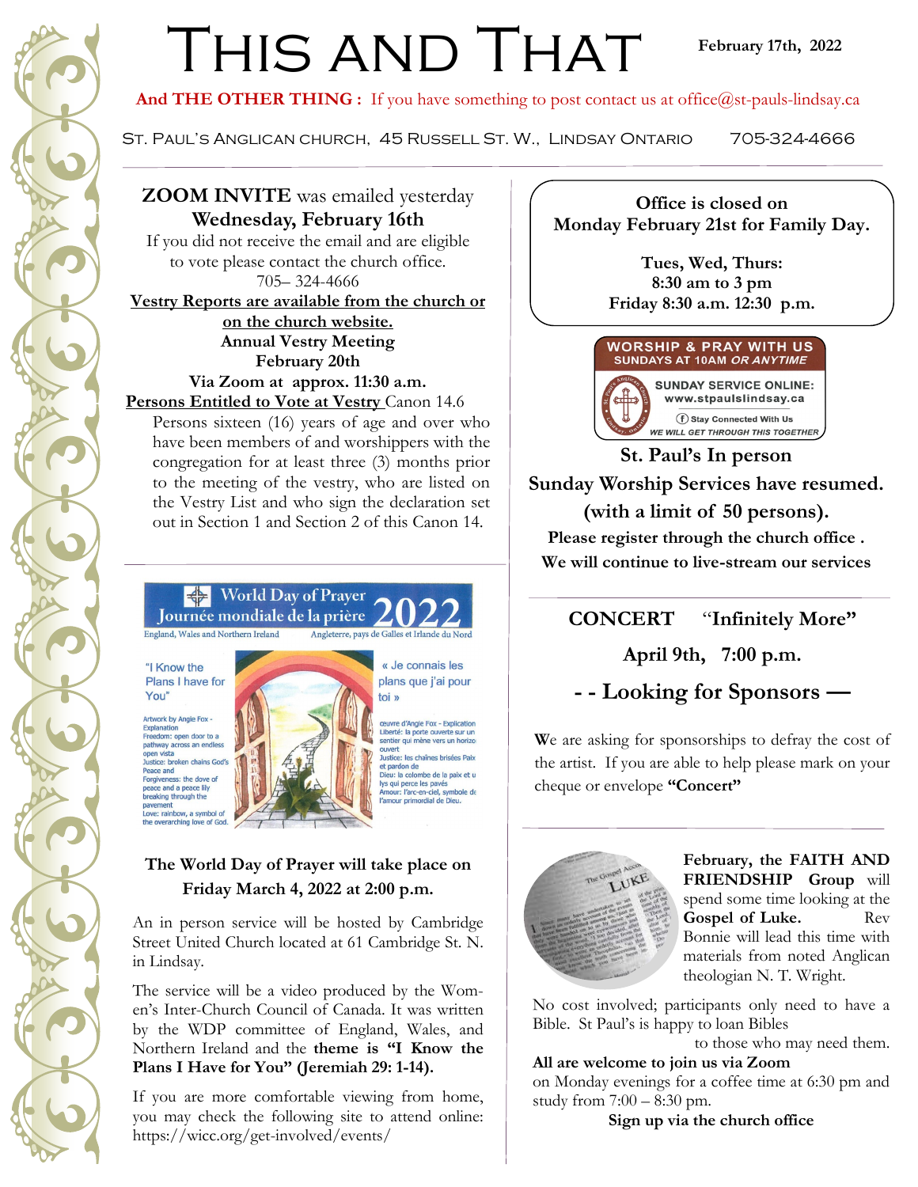# This and That

**February 17th, 2022**

**And THE OTHER THING :** If you have something to post contact us at office@st-pauls-lindsay.ca

St. Paul's Anglican church, 45 Russell St. W., Lindsay Ontario 705-324-4666

**ZOOM INVITE** was emailed yesterday
**Wednesday, February 16th**
If you did not receive the email and are eligible to vote please contact the church office.
705– 324-4666

**Vestry Reports are available from the church or on the church website.**

**Annual Vestry Meeting**
**February 20th**
**Via Zoom at approx. 11:30 a.m.**

**Persons Entitled to Vote at Vestry** Canon 14.6

Persons sixteen (16) years of age and over who have been members of and worshippers with the congregation for at least three (3) months prior to the meeting of the vestry, who are listed on the Vestry List and who sign the declaration set out in Section 1 and Section 2 of this Canon 14.

World Day of Prayer / Journée mondiale de la prière 2022
England, Wales and Northern Ireland / Angleterre, pays de Galles et Irlande du Nord

"I Know the Plans I have for You"

« Je connais les plans que j'ai pour toi »

**The World Day of Prayer will take place on Friday March 4, 2022 at 2:00 p.m.**

An in person service will be hosted by Cambridge Street United Church located at 61 Cambridge St. N. in Lindsay.

The service will be a video produced by the Women's Inter-Church Council of Canada. It was written by the WDP committee of England, Wales, and Northern Ireland and the **theme is "I Know the Plans I Have for You" (Jeremiah 29: 1-14).**

If you are more comfortable viewing from home, you may check the following site to attend online: https://wicc.org/get-involved/events/

**Office is closed on Monday February 21st for Family Day.**

**Tues, Wed, Thurs:**
**8:30 am to 3 pm**
**Friday 8:30 a.m. 12:30 p.m.**

**WORSHIP & PRAY WITH US**
**SUNDAYS AT 10AM *OR ANYTIME***
**SUNDAY SERVICE ONLINE:**
**www.stpaulslindsay.ca**
Stay Connected With Us
*WE WILL GET THROUGH THIS TOGETHER*

**St. Paul's In person**
**Sunday Worship Services have resumed.**
**(with a limit of 50 persons).**
**Please register through the church office .**
**We will continue to live-stream our services**

**CONCERT "Infinitely More"**

**April 9th, 7:00 p.m.**

**- - Looking for Sponsors —**

We are asking for sponsorships to defray the cost of the artist. If you are able to help please mark on your cheque or envelope **"Concert"**

**February, the FAITH AND FRIENDSHIP Group** will spend some time looking at the **Gospel of Luke.** Rev Bonnie will lead this time with materials from noted Anglican theologian N. T. Wright.

No cost involved; participants only need to have a Bible. St Paul's is happy to loan Bibles to those who may need them.

**All are welcome to join us via Zoom**
on Monday evenings for a coffee time at 6:30 pm and study from 7:00 – 8:30 pm.

**Sign up via the church office**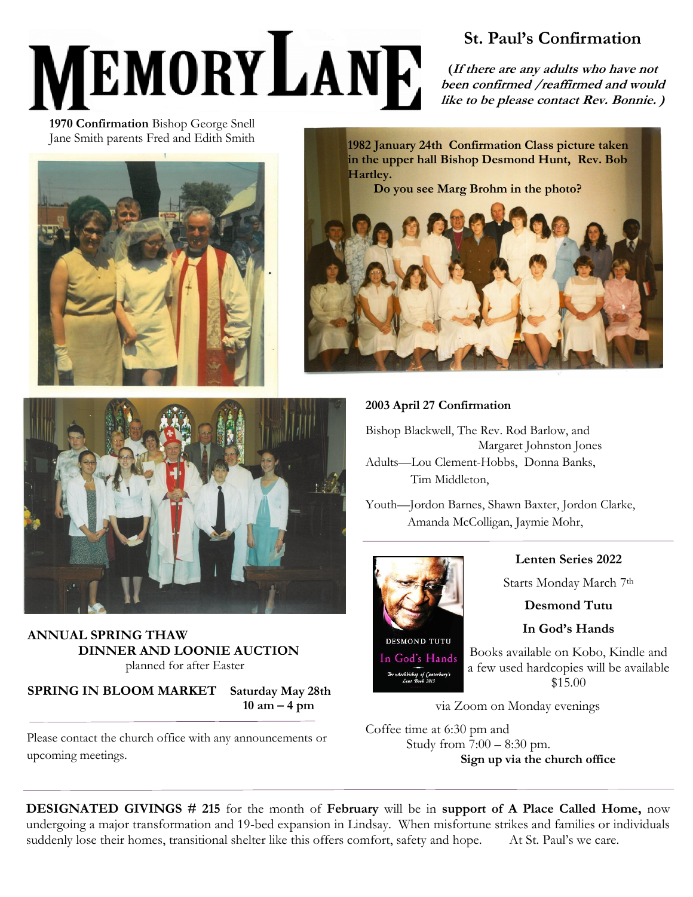# MEMORY LANE

## St. Paul's Confirmation

***(If there are any adults who have not been confirmed /reaffirmed and would like to be please contact Rev. Bonnie. )***

**1970 Confirmation** Bishop George Snell
Jane Smith parents Fred and Edith Smith

**1982 January 24th Confirmation Class picture taken in the upper hall Bishop Desmond Hunt, Rev. Bob Hartley.**

**Do you see Marg Brohm in the photo?**

**2003 April 27 Confirmation**

Bishop Blackwell, The Rev. Rod Barlow, and Margaret Johnston Jones

Adults—Lou Clement-Hobbs, Donna Banks, Tim Middleton,

Youth—Jordon Barnes, Shawn Baxter, Jordon Clarke, Amanda McColligan, Jaymie Mohr,

**ANNUAL SPRING THAW DINNER AND LOONIE AUCTION**
planned for after Easter

**SPRING IN BLOOM MARKET** **Saturday May 28th 10 am – 4 pm**

Please contact the church office with any announcements or upcoming meetings.

**Lenten Series 2022**

Starts Monday March 7th

**Desmond Tutu**

**In God's Hands**

Books available on Kobo, Kindle and a few used hardcopies will be available $15.00

via Zoom on Monday evenings

Coffee time at 6:30 pm and
Study from 7:00 – 8:30 pm.
**Sign up via the church office**

**DESIGNATED GIVINGS # 215** for the month of **February** will be in **support of A Place Called Home,** now undergoing a major transformation and 19-bed expansion in Lindsay. When misfortune strikes and families or individuals suddenly lose their homes, transitional shelter like this offers comfort, safety and hope. At St. Paul's we care.